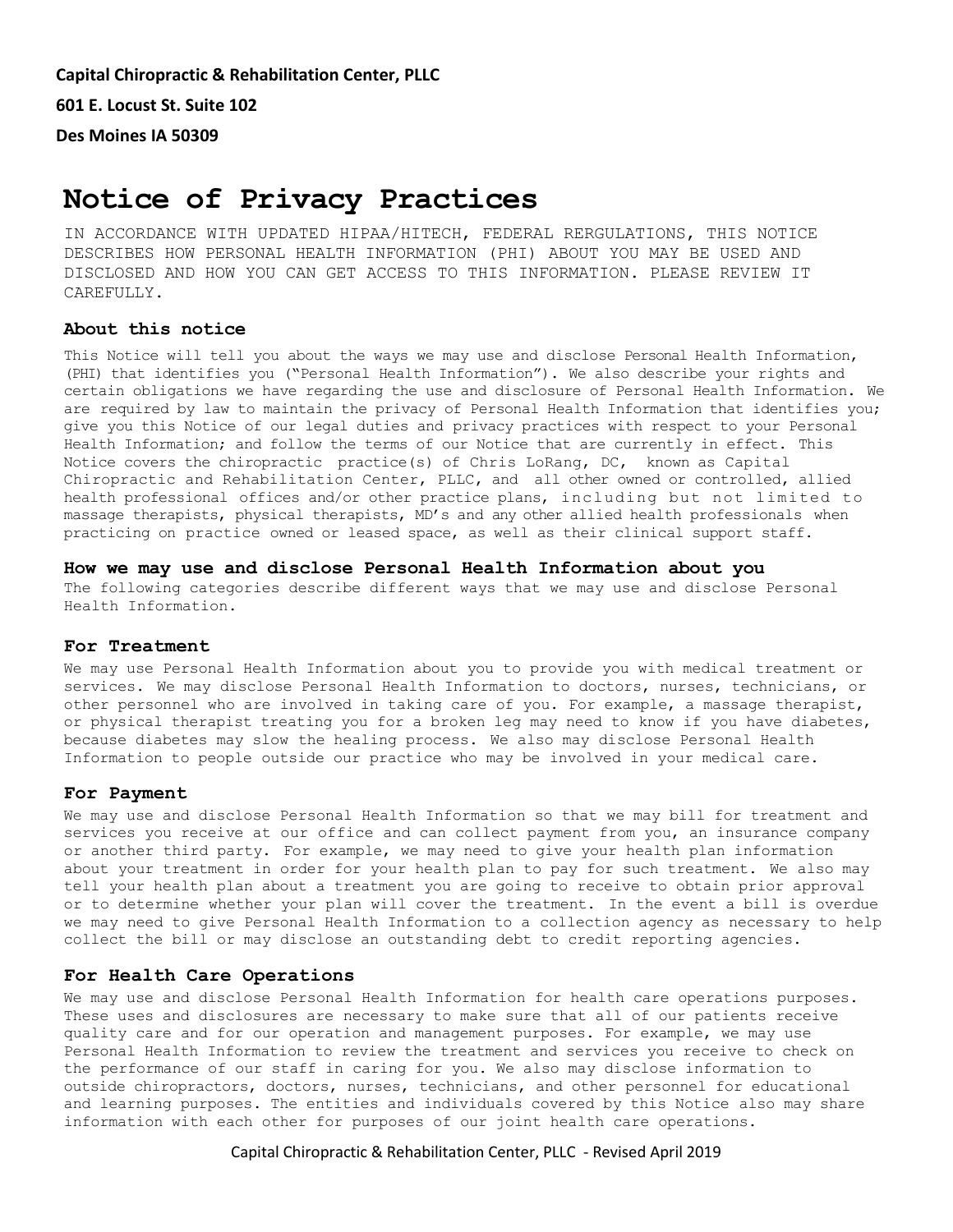**Capital Chiropractic & Rehabilitation Center, PLLC**

**601 E. Locust St. Suite 102**

**Des Moines IA 50309**

# Notice of Privacy Practices

IN ACCORDANCE WITH UPDATED HIPAA/HITECH, FEDERAL RERGULATIONS, THIS NOTICE DESCRIBES HOW PERSONAL HEALTH INFORMATION (PHI) ABOUT YOU MAY BE USED AND DISCLOSED AND HOW YOU CAN GET ACCESS TO THIS INFORMATION. PLEASE REVIEW IT CAREFULLY.

### About this notice

This Notice will tell you about the ways we may use and disclose Personal Health Information, (PHI) that identifies you ("Personal Health Information"). We also describe your rights and certain obligations we have regarding the use and disclosure of Personal Health Information. We are required by law to maintain the privacy of Personal Health Information that identifies you; give you this Notice of our legal duties and privacy practices with respect to your Personal Health Information; and follow the terms of our Notice that are currently in effect. This Notice covers the chiropractic practice(s) of Chris LoRang, DC, known as Capital Chiropractic and Rehabilitation Center, PLLC, and all other owned or controlled, allied health professional offices and/or other practice plans, including but not limited to massage therapists, physical therapists, MD's and any other allied health professionals when practicing on practice owned or leased space, as well as their clinical support staff.

### How we may use and disclose Personal Health Information about you

The following categories describe different ways that we may use and disclose Personal Health Information.

### For Treatment

We may use Personal Health Information about you to provide you with medical treatment or services. We may disclose Personal Health Information to doctors, nurses, technicians, or other personnel who are involved in taking care of you. For example, a massage therapist, or physical therapist treating you for a broken leg may need to know if you have diabetes, because diabetes may slow the healing process. We also may disclose Personal Health Information to people outside our practice who may be involved in your medical care.

### For Payment

We may use and disclose Personal Health Information so that we may bill for treatment and services you receive at our office and can collect payment from you, an insurance company or another third party. For example, we may need to give your health plan information about your treatment in order for your health plan to pay for such treatment. We also may tell your health plan about a treatment you are going to receive to obtain prior approval or to determine whether your plan will cover the treatment. In the event a bill is overdue we may need to give Personal Health Information to a collection agency as necessary to help collect the bill or may disclose an outstanding debt to credit reporting agencies.

### For Health Care Operations

We may use and disclose Personal Health Information for health care operations purposes. These uses and disclosures are necessary to make sure that all of our patients receive quality care and for our operation and management purposes. For example, we may use Personal Health Information to review the treatment and services you receive to check on the performance of our staff in caring for you. We also may disclose information to outside chiropractors, doctors, nurses, technicians, and other personnel for educational and learning purposes. The entities and individuals covered by this Notice also may share information with each other for purposes of our joint health care operations.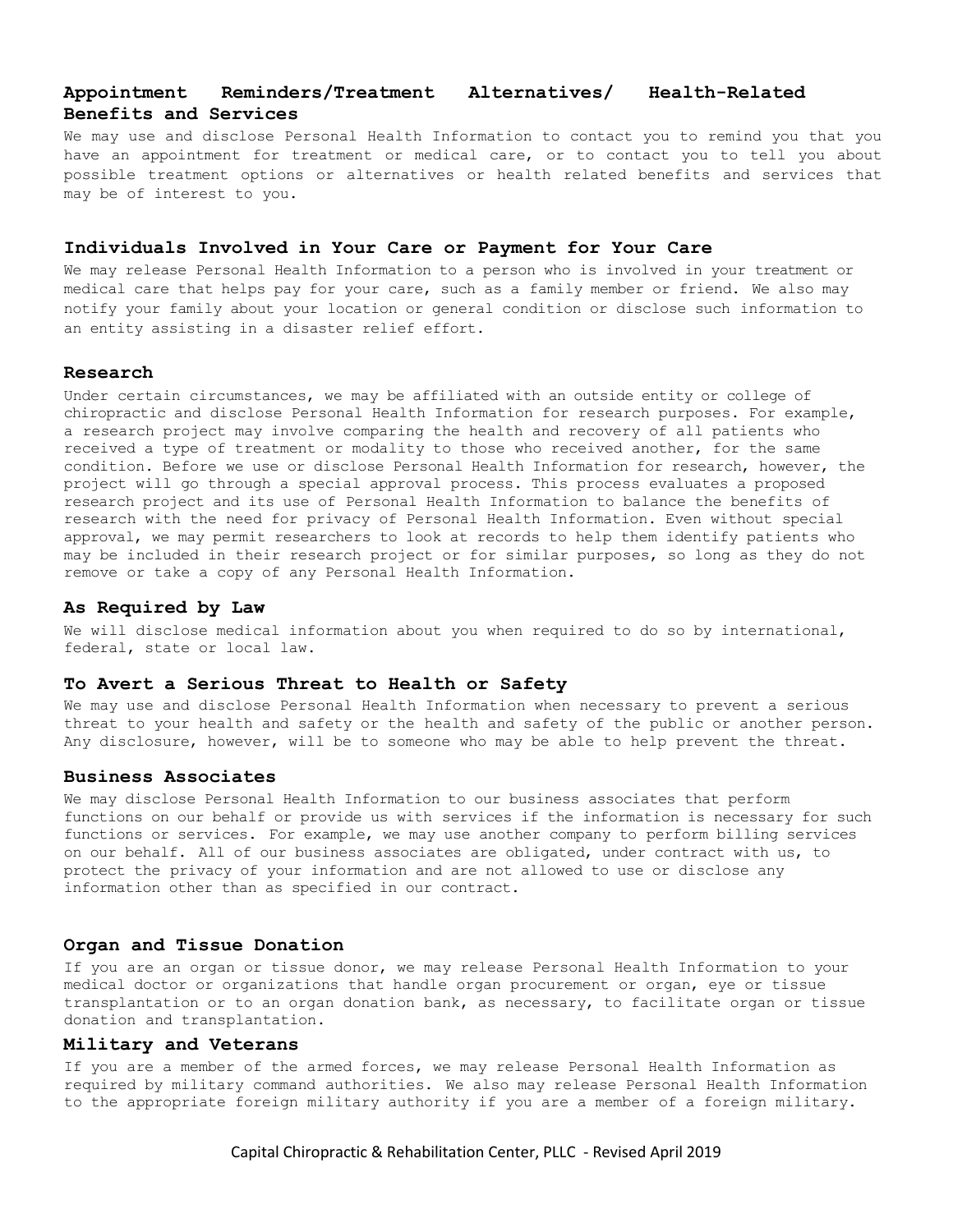### Appointment Reminders/Treatment Alternatives/ Health-Related Benefits and Services

We may use and disclose Personal Health Information to contact you to remind you that you have an appointment for treatment or medical care, or to contact you to tell you about possible treatment options or alternatives or health related benefits and services that may be of interest to you.

### Individuals Involved in Your Care or Payment for Your Care

We may release Personal Health Information to a person who is involved in your treatment or medical care that helps pay for your care, such as a family member or friend. We also may notify your family about your location or general condition or disclose such information to an entity assisting in a disaster relief effort.

### Research

Under certain circumstances, we may be affiliated with an outside entity or college of chiropractic and disclose Personal Health Information for research purposes. For example, a research project may involve comparing the health and recovery of all patients who received a type of treatment or modality to those who received another, for the same condition. Before we use or disclose Personal Health Information for research, however, the project will go through a special approval process. This process evaluates a proposed research project and its use of Personal Health Information to balance the benefits of research with the need for privacy of Personal Health Information. Even without special approval, we may permit researchers to look at records to help them identify patients who may be included in their research project or for similar purposes, so long as they do not remove or take a copy of any Personal Health Information.

### As Required by Law

We will disclose medical information about you when required to do so by international, federal, state or local law.

### To Avert a Serious Threat to Health or Safety

We may use and disclose Personal Health Information when necessary to prevent a serious threat to your health and safety or the health and safety of the public or another person. Any disclosure, however, will be to someone who may be able to help prevent the threat.

### Business Associates

We may disclose Personal Health Information to our business associates that perform functions on our behalf or provide us with services if the information is necessary for such functions or services. For example, we may use another company to perform billing services on our behalf. All of our business associates are obligated, under contract with us, to protect the privacy of your information and are not allowed to use or disclose any information other than as specified in our contract.

### Organ and Tissue Donation

If you are an organ or tissue donor, we may release Personal Health Information to your medical doctor or organizations that handle organ procurement or organ, eye or tissue transplantation or to an organ donation bank, as necessary, to facilitate organ or tissue donation and transplantation.

### Military and Veterans

If you are a member of the armed forces, we may release Personal Health Information as required by military command authorities. We also may release Personal Health Information to the appropriate foreign military authority if you are a member of a foreign military.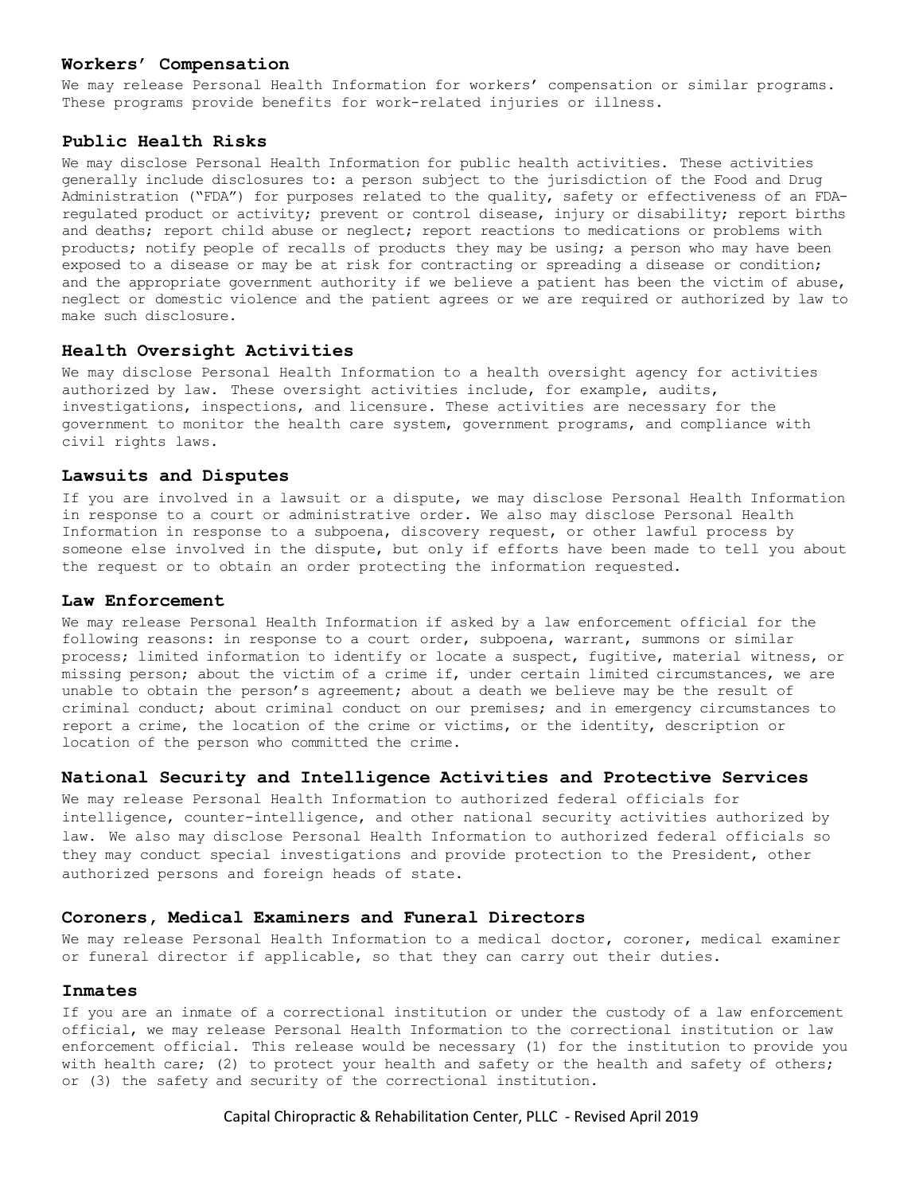## Workers' Compensation

We may release Personal Health Information for workers' compensation or similar programs. These programs provide benefits for work-related injuries or illness.

## Public Health Risks

We may disclose Personal Health Information for public health activities. These activities generally include disclosures to: a person subject to the jurisdiction of the Food and Drug Administration ("FDA") for purposes related to the quality, safety or effectiveness of an FDA-regulated product or activity; prevent or control disease, injury or disability; report births and deaths; report child abuse or neglect; report reactions to medications or problems with products; notify people of recalls of products they may be using; a person who may have been exposed to a disease or may be at risk for contracting or spreading a disease or condition; and the appropriate government authority if we believe a patient has been the victim of abuse, neglect or domestic violence and the patient agrees or we are required or authorized by law to make such disclosure.

## Health Oversight Activities

We may disclose Personal Health Information to a health oversight agency for activities authorized by law. These oversight activities include, for example, audits, investigations, inspections, and licensure. These activities are necessary for the government to monitor the health care system, government programs, and compliance with civil rights laws.

## Lawsuits and Disputes

If you are involved in a lawsuit or a dispute, we may disclose Personal Health Information in response to a court or administrative order. We also may disclose Personal Health Information in response to a subpoena, discovery request, or other lawful process by someone else involved in the dispute, but only if efforts have been made to tell you about the request or to obtain an order protecting the information requested.

## Law Enforcement

We may release Personal Health Information if asked by a law enforcement official for the following reasons: in response to a court order, subpoena, warrant, summons or similar process; limited information to identify or locate a suspect, fugitive, material witness, or missing person; about the victim of a crime if, under certain limited circumstances, we are unable to obtain the person's agreement; about a death we believe may be the result of criminal conduct; about criminal conduct on our premises; and in emergency circumstances to report a crime, the location of the crime or victims, or the identity, description or location of the person who committed the crime.

## National Security and Intelligence Activities and Protective Services

We may release Personal Health Information to authorized federal officials for intelligence, counter-intelligence, and other national security activities authorized by law. We also may disclose Personal Health Information to authorized federal officials so they may conduct special investigations and provide protection to the President, other authorized persons and foreign heads of state.

## Coroners, Medical Examiners and Funeral Directors

We may release Personal Health Information to a medical doctor, coroner, medical examiner or funeral director if applicable, so that they can carry out their duties.

## Inmates

If you are an inmate of a correctional institution or under the custody of a law enforcement official, we may release Personal Health Information to the correctional institution or law enforcement official. This release would be necessary (1) for the institution to provide you with health care; (2) to protect your health and safety or the health and safety of others; or (3) the safety and security of the correctional institution.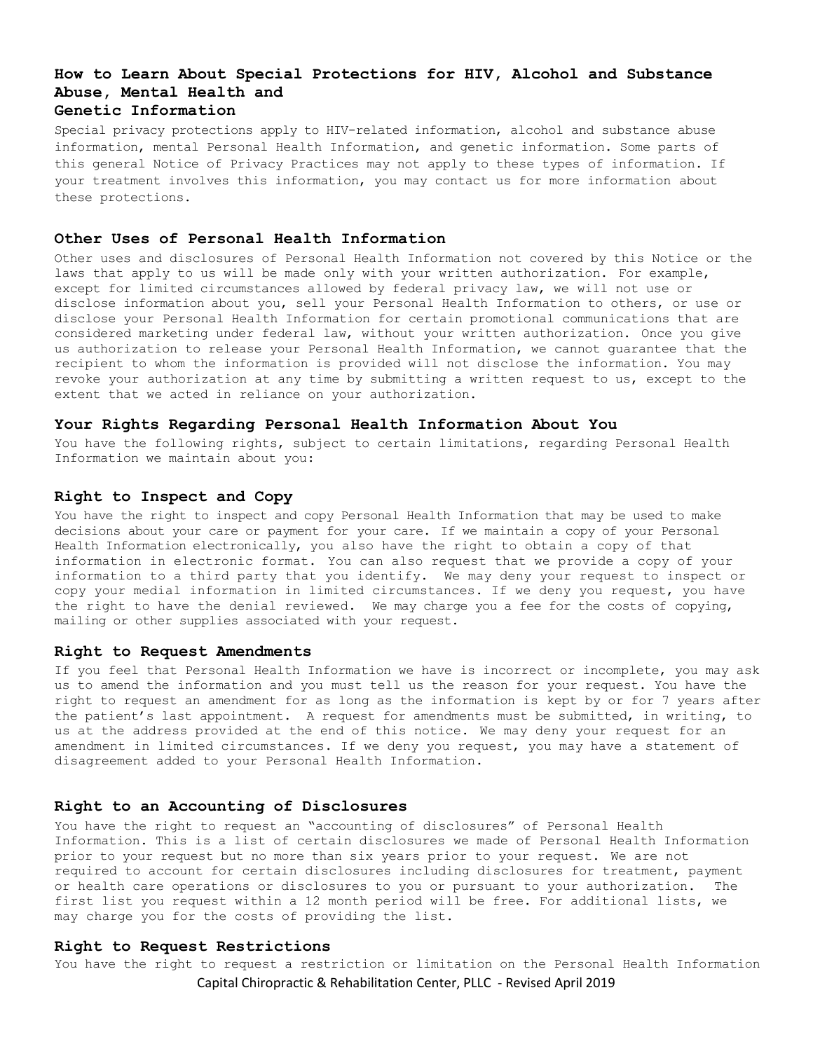### How to Learn About Special Protections for HIV, Alcohol and Substance Abuse, Mental Health and Genetic Information

Special privacy protections apply to HIV-related information, alcohol and substance abuse information, mental Personal Health Information, and genetic information. Some parts of this general Notice of Privacy Practices may not apply to these types of information. If your treatment involves this information, you may contact us for more information about these protections.

### Other Uses of Personal Health Information

Other uses and disclosures of Personal Health Information not covered by this Notice or the laws that apply to us will be made only with your written authorization. For example, except for limited circumstances allowed by federal privacy law, we will not use or disclose information about you, sell your Personal Health Information to others, or use or disclose your Personal Health Information for certain promotional communications that are considered marketing under federal law, without your written authorization. Once you give us authorization to release your Personal Health Information, we cannot guarantee that the recipient to whom the information is provided will not disclose the information. You may revoke your authorization at any time by submitting a written request to us, except to the extent that we acted in reliance on your authorization.

### Your Rights Regarding Personal Health Information About You

You have the following rights, subject to certain limitations, regarding Personal Health Information we maintain about you:

### Right to Inspect and Copy

You have the right to inspect and copy Personal Health Information that may be used to make decisions about your care or payment for your care. If we maintain a copy of your Personal Health Information electronically, you also have the right to obtain a copy of that information in electronic format. You can also request that we provide a copy of your information to a third party that you identify. We may deny your request to inspect or copy your medial information in limited circumstances. If we deny you request, you have the right to have the denial reviewed. We may charge you a fee for the costs of copying, mailing or other supplies associated with your request.

### Right to Request Amendments

If you feel that Personal Health Information we have is incorrect or incomplete, you may ask us to amend the information and you must tell us the reason for your request. You have the right to request an amendment for as long as the information is kept by or for 7 years after the patient's last appointment. A request for amendments must be submitted, in writing, to us at the address provided at the end of this notice. We may deny your request for an amendment in limited circumstances. If we deny you request, you may have a statement of disagreement added to your Personal Health Information.

### Right to an Accounting of Disclosures

You have the right to request an "accounting of disclosures" of Personal Health Information. This is a list of certain disclosures we made of Personal Health Information prior to your request but no more than six years prior to your request. We are not required to account for certain disclosures including disclosures for treatment, payment or health care operations or disclosures to you or pursuant to your authorization. The first list you request within a 12 month period will be free. For additional lists, we may charge you for the costs of providing the list.

### Right to Request Restrictions

You have the right to request a restriction or limitation on the Personal Health Information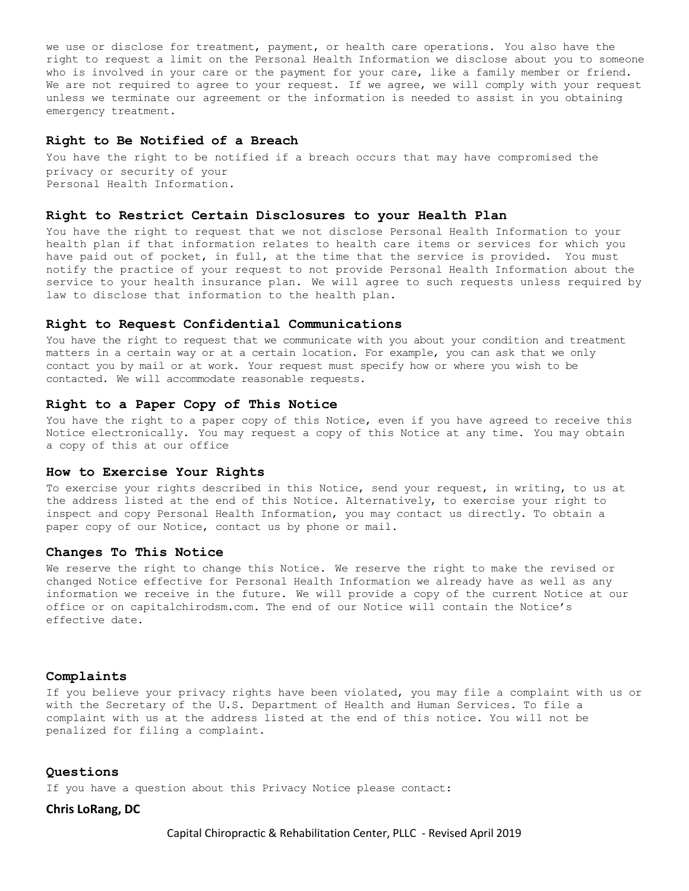we use or disclose for treatment, payment, or health care operations. You also have the right to request a limit on the Personal Health Information we disclose about you to someone who is involved in your care or the payment for your care, like a family member or friend. We are not required to agree to your request. If we agree, we will comply with your request unless we terminate our agreement or the information is needed to assist in you obtaining emergency treatment.

### Right to Be Notified of a Breach

You have the right to be notified if a breach occurs that may have compromised the privacy or security of your Personal Health Information.

### Right to Restrict Certain Disclosures to your Health Plan

You have the right to request that we not disclose Personal Health Information to your health plan if that information relates to health care items or services for which you have paid out of pocket, in full, at the time that the service is provided. You must notify the practice of your request to not provide Personal Health Information about the service to your health insurance plan. We will agree to such requests unless required by law to disclose that information to the health plan.

### Right to Request Confidential Communications

You have the right to request that we communicate with you about your condition and treatment matters in a certain way or at a certain location. For example, you can ask that we only contact you by mail or at work. Your request must specify how or where you wish to be contacted. We will accommodate reasonable requests.

### Right to a Paper Copy of This Notice

You have the right to a paper copy of this Notice, even if you have agreed to receive this Notice electronically. You may request a copy of this Notice at any time. You may obtain a copy of this at our office

### How to Exercise Your Rights

To exercise your rights described in this Notice, send your request, in writing, to us at the address listed at the end of this Notice. Alternatively, to exercise your right to inspect and copy Personal Health Information, you may contact us directly. To obtain a paper copy of our Notice, contact us by phone or mail.

### Changes To This Notice

We reserve the right to change this Notice. We reserve the right to make the revised or changed Notice effective for Personal Health Information we already have as well as any information we receive in the future. We will provide a copy of the current Notice at our office or on capitalchirodsm.com. The end of our Notice will contain the Notice's effective date.

### Complaints

If you believe your privacy rights have been violated, you may file a complaint with us or with the Secretary of the U.S. Department of Health and Human Services. To file a complaint with us at the address listed at the end of this notice. You will not be penalized for filing a complaint.

### Questions

If you have a question about this Privacy Notice please contact:

**Chris LoRang, DC**

Capital Chiropractic & Rehabilitation Center, PLLC - Revised April 2019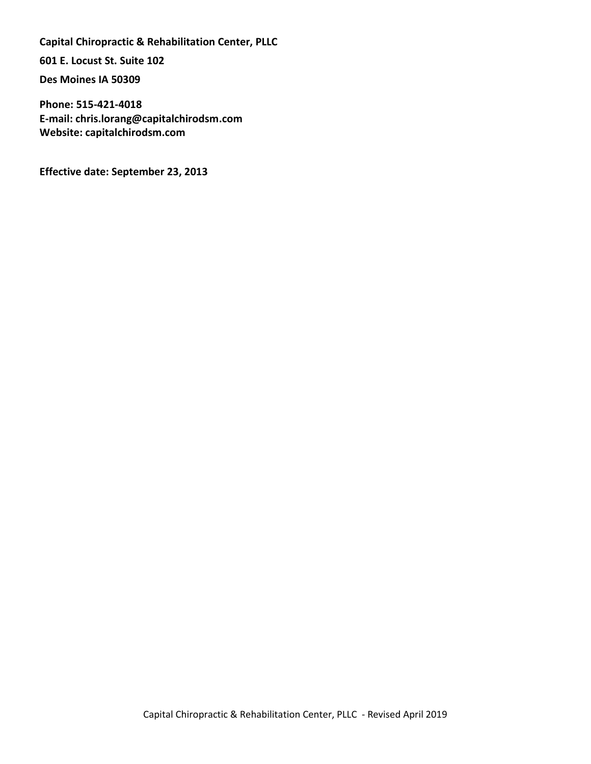**Capital Chiropractic & Rehabilitation Center, PLLC**

**601 E. Locust St. Suite 102**

**Des Moines IA 50309**

**Phone: 515-421-4018**
**E-mail: chris.lorang@capitalchirodsm.com**
**Website: capitalchirodsm.com**

**Effective date: September 23, 2013**